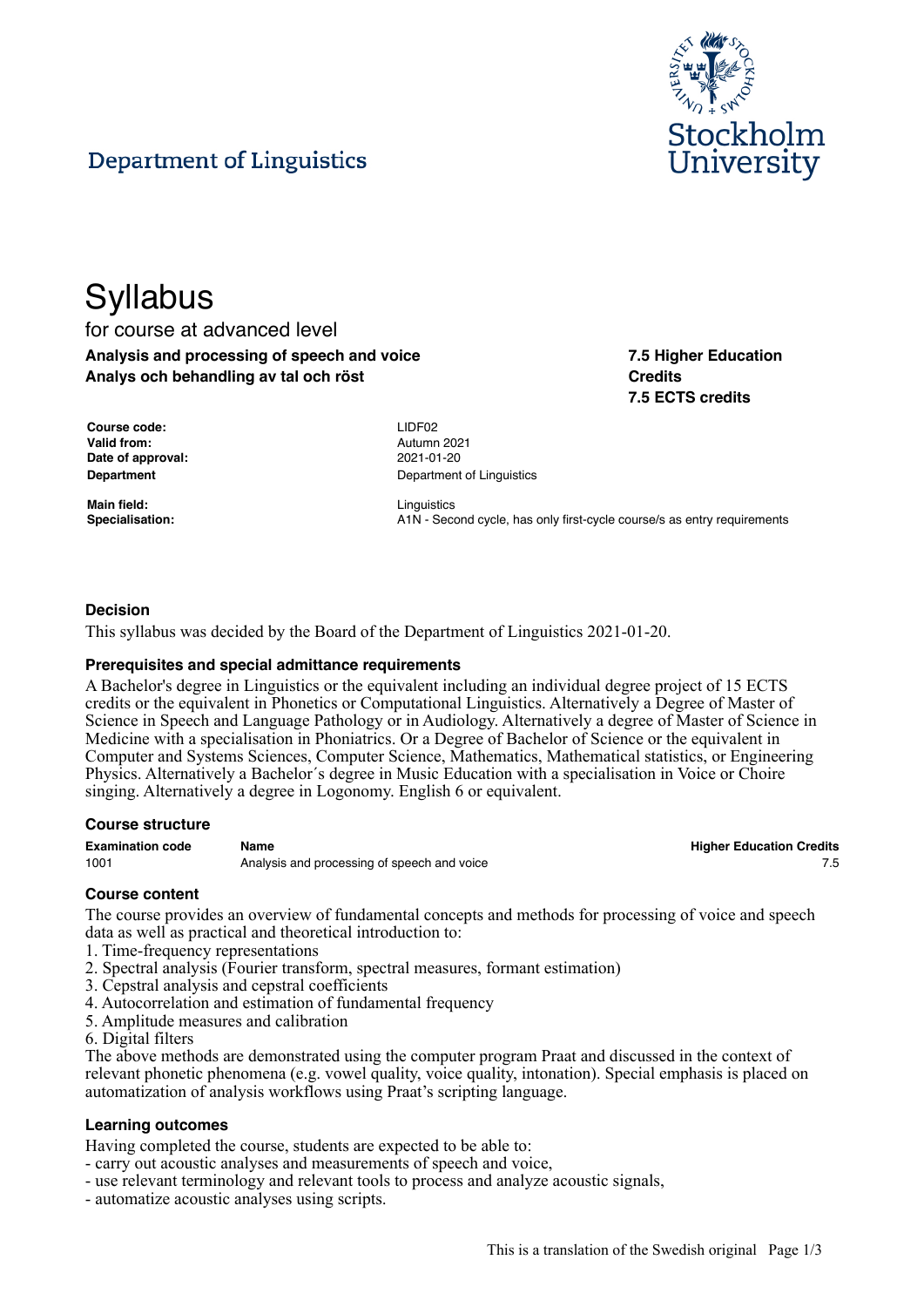Department of Linguistics

Stockholm University

# Syllabus

for course at advanced level

**Analysis and processing of speech and voice**
**Analys och behandling av tal och röst**

**7.5 Higher Education Credits**
**7.5 ECTS credits**

| | |
|---|---|
| **Course code:** | LIDF02 |
| **Valid from:** | Autumn 2021 |
| **Date of approval:** | 2021-01-20 |
| **Department** | Department of Linguistics |
| **Main field:** | Linguistics |
| **Specialisation:** | A1N - Second cycle, has only first-cycle course/s as entry requirements |

### Decision

This syllabus was decided by the Board of the Department of Linguistics 2021-01-20.

### Prerequisites and special admittance requirements

A Bachelor's degree in Linguistics or the equivalent including an individual degree project of 15 ECTS credits or the equivalent in Phonetics or Computational Linguistics. Alternatively a Degree of Master of Science in Speech and Language Pathology or in Audiology. Alternatively a degree of Master of Science in Medicine with a specialisation in Phoniatrics. Or a Degree of Bachelor of Science or the equivalent in Computer and Systems Sciences, Computer Science, Mathematics, Mathematical statistics, or Engineering Physics. Alternatively a Bachelor´s degree in Music Education with a specialisation in Voice or Choire singing. Alternatively a degree in Logonomy. English 6 or equivalent.

### Course structure

| Examination code | Name | Higher Education Credits |
|---|---|---|
| 1001 | Analysis and processing of speech and voice | 7.5 |

### Course content

The course provides an overview of fundamental concepts and methods for processing of voice and speech data as well as practical and theoretical introduction to:

1. Time-frequency representations
2. Spectral analysis (Fourier transform, spectral measures, formant estimation)
3. Cepstral analysis and cepstral coefficients
4. Autocorrelation and estimation of fundamental frequency
5. Amplitude measures and calibration
6. Digital filters

The above methods are demonstrated using the computer program Praat and discussed in the context of relevant phonetic phenomena (e.g. vowel quality, voice quality, intonation). Special emphasis is placed on automatization of analysis workflows using Praat's scripting language.

### Learning outcomes

Having completed the course, students are expected to be able to:

- carry out acoustic analyses and measurements of speech and voice,
- use relevant terminology and relevant tools to process and analyze acoustic signals,
- automatize acoustic analyses using scripts.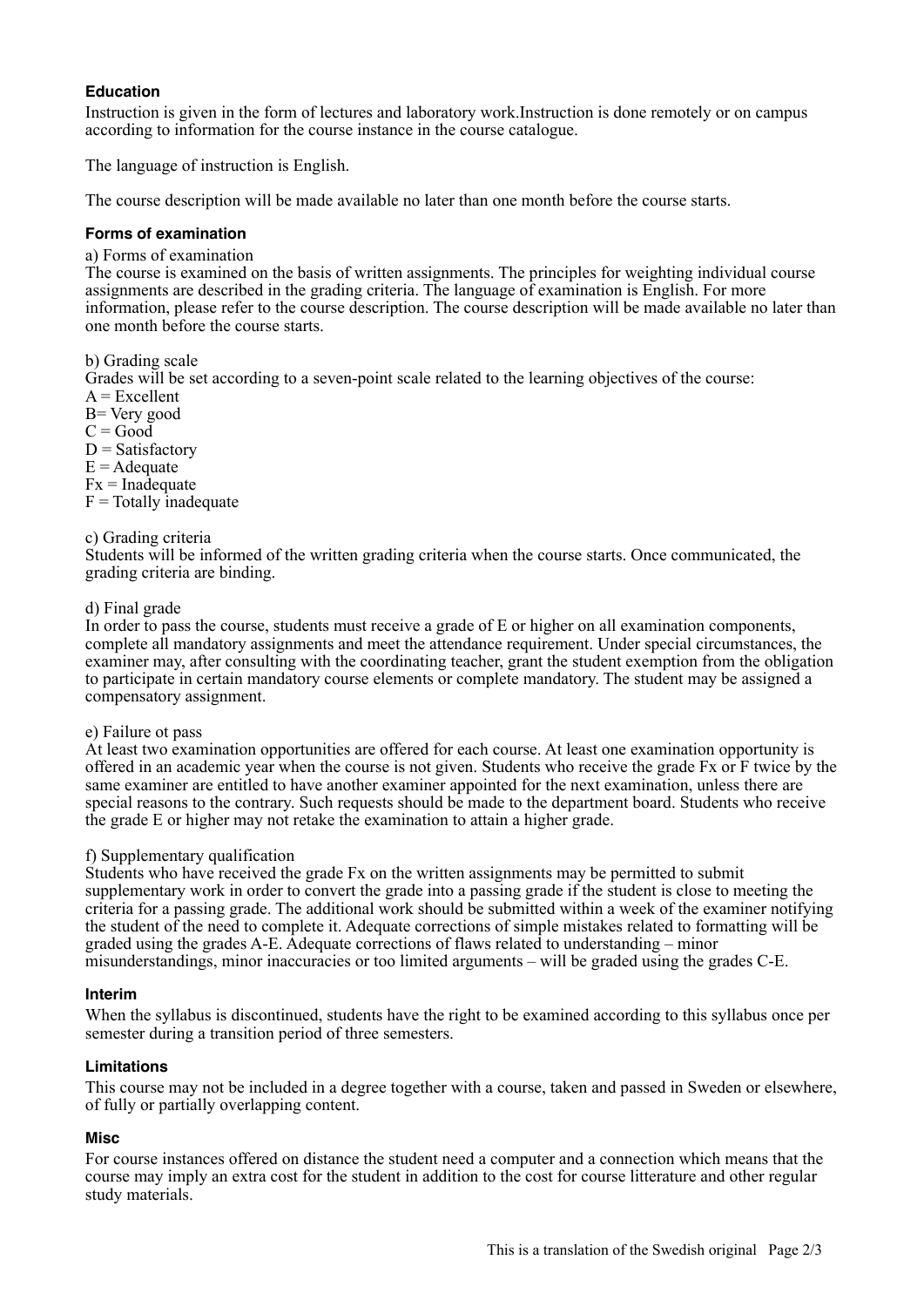### Education

Instruction is given in the form of lectures and laboratory work.Instruction is done remotely or on campus according to information for the course instance in the course catalogue.

The language of instruction is English.

The course description will be made available no later than one month before the course starts.

### Forms of examination

a) Forms of examination
The course is examined on the basis of written assignments. The principles for weighting individual course assignments are described in the grading criteria. The language of examination is English. For more information, please refer to the course description. The course description will be made available no later than one month before the course starts.

b) Grading scale
Grades will be set according to a seven-point scale related to the learning objectives of the course:
A = Excellent
B= Very good
C = Good
D = Satisfactory
E = Adequate
Fx = Inadequate
F = Totally inadequate

c) Grading criteria
Students will be informed of the written grading criteria when the course starts. Once communicated, the grading criteria are binding.

d) Final grade
In order to pass the course, students must receive a grade of E or higher on all examination components, complete all mandatory assignments and meet the attendance requirement. Under special circumstances, the examiner may, after consulting with the coordinating teacher, grant the student exemption from the obligation to participate in certain mandatory course elements or complete mandatory. The student may be assigned a compensatory assignment.

e) Failure ot pass
At least two examination opportunities are offered for each course. At least one examination opportunity is offered in an academic year when the course is not given. Students who receive the grade Fx or F twice by the same examiner are entitled to have another examiner appointed for the next examination, unless there are special reasons to the contrary. Such requests should be made to the department board. Students who receive the grade E or higher may not retake the examination to attain a higher grade.

f) Supplementary qualification
Students who have received the grade Fx on the written assignments may be permitted to submit supplementary work in order to convert the grade into a passing grade if the student is close to meeting the criteria for a passing grade. The additional work should be submitted within a week of the examiner notifying the student of the need to complete it. Adequate corrections of simple mistakes related to formatting will be graded using the grades A-E. Adequate corrections of flaws related to understanding – minor misunderstandings, minor inaccuracies or too limited arguments – will be graded using the grades C-E.

### Interim

When the syllabus is discontinued, students have the right to be examined according to this syllabus once per semester during a transition period of three semesters.

### Limitations

This course may not be included in a degree together with a course, taken and passed in Sweden or elsewhere, of fully or partially overlapping content.

### Misc

For course instances offered on distance the student need a computer and a connection which means that the course may imply an extra cost for the student in addition to the cost for course litterature and other regular study materials.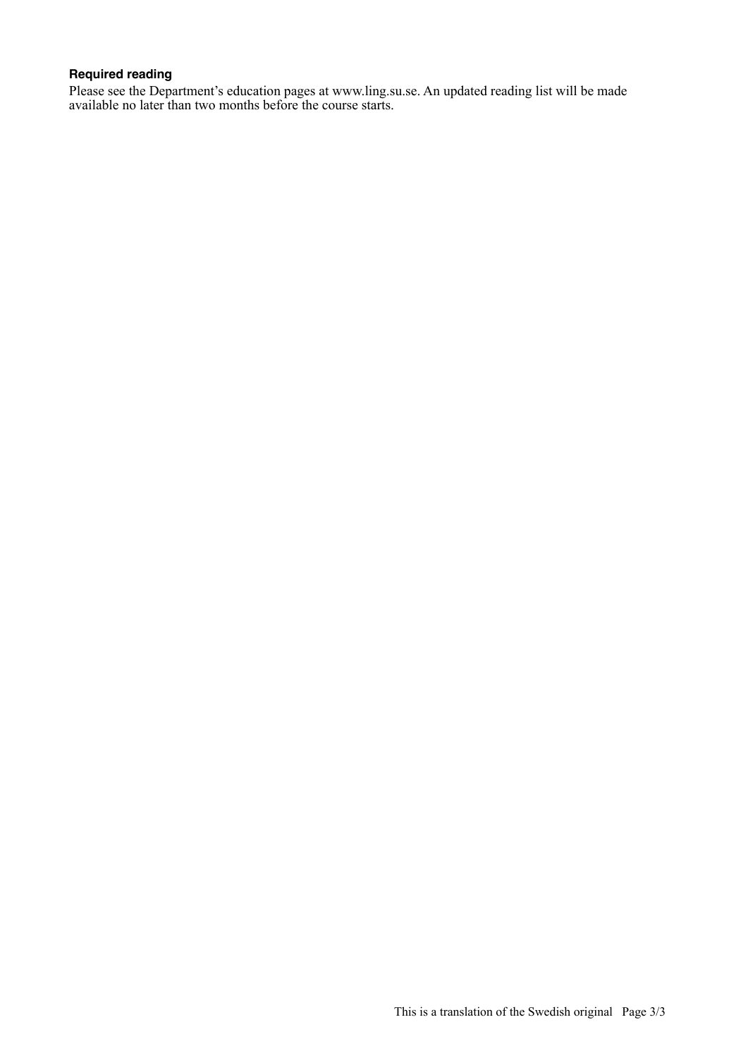### Required reading

Please see the Department's education pages at www.ling.su.se. An updated reading list will be made available no later than two months before the course starts.